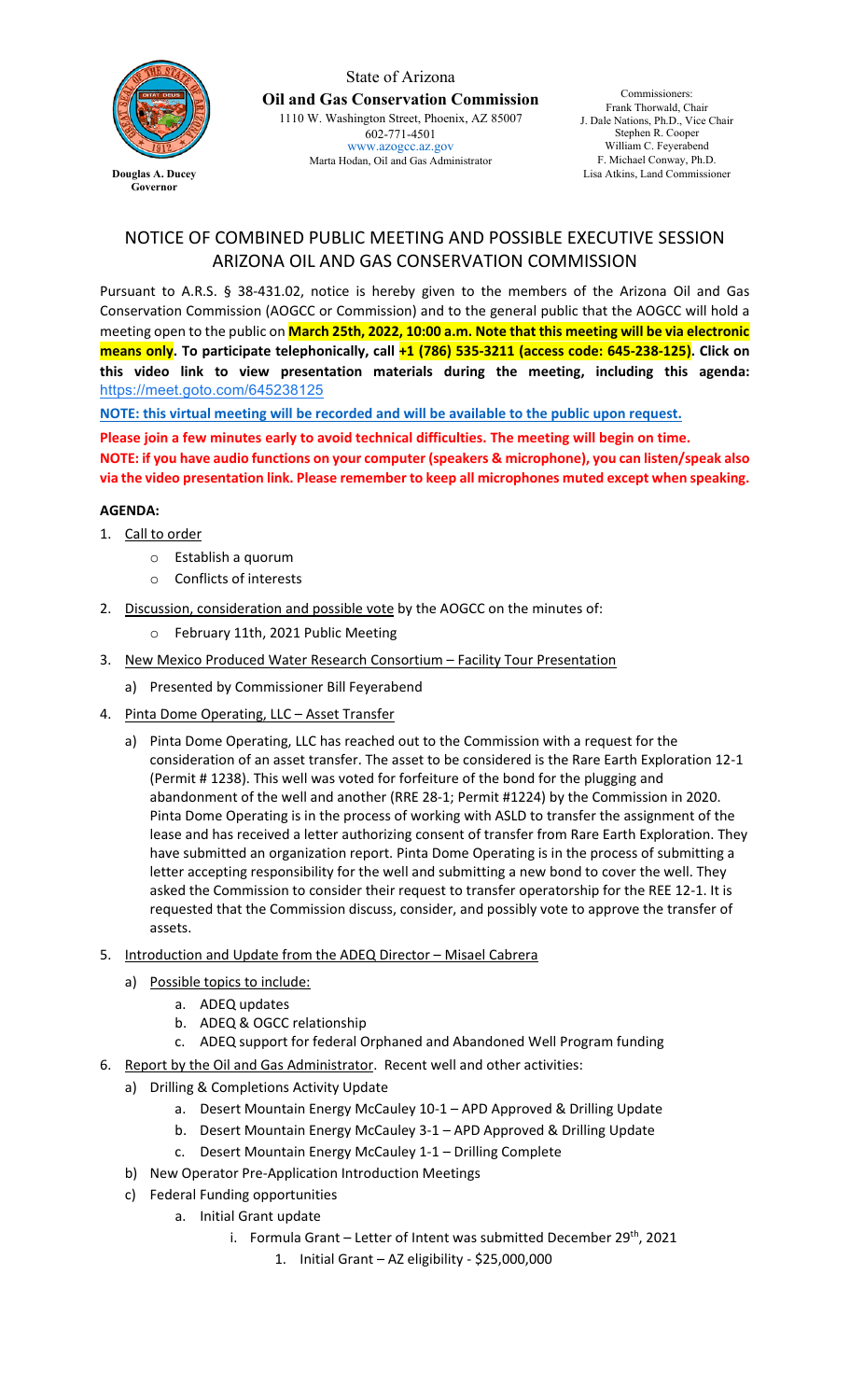State of Arizona
**Oil and Gas Conservation Commission**
1110 W. Washington Street, Phoenix, AZ 85007
602-771-4501
www.azogcc.az.gov
Marta Hodan, Oil and Gas Administrator

**Douglas A. Ducey**
**Governor**

Commissioners:
Frank Thorwald, Chair
J. Dale Nations, Ph.D., Vice Chair
Stephen R. Cooper
William C. Feyerabend
F. Michael Conway, Ph.D.
Lisa Atkins, Land Commissioner

## NOTICE OF COMBINED PUBLIC MEETING AND POSSIBLE EXECUTIVE SESSION ARIZONA OIL AND GAS CONSERVATION COMMISSION

Pursuant to A.R.S. § 38-431.02, notice is hereby given to the members of the Arizona Oil and Gas Conservation Commission (AOGCC or Commission) and to the general public that the AOGCC will hold a meeting open to the public on **March 25th, 2022, 10:00 a.m. Note that this meeting will be via electronic means only. To participate telephonically, call +1 (786) 535-3211 (access code: 645-238-125). Click on this video link to view presentation materials during the meeting, including this agenda:** https://meet.goto.com/645238125

**NOTE: this virtual meeting will be recorded and will be available to the public upon request.**

**Please join a few minutes early to avoid technical difficulties. The meeting will begin on time.**
**NOTE: if you have audio functions on your computer (speakers & microphone), you can listen/speak also via the video presentation link. Please remember to keep all microphones muted except when speaking.**

**AGENDA:**

1. Call to order
    - Establish a quorum
    - Conflicts of interests
2. Discussion, consideration and possible vote by the AOGCC on the minutes of:
    - February 11th, 2021 Public Meeting
3. New Mexico Produced Water Research Consortium – Facility Tour Presentation
    a) Presented by Commissioner Bill Feyerabend
4. Pinta Dome Operating, LLC – Asset Transfer
    a) Pinta Dome Operating, LLC has reached out to the Commission with a request for the consideration of an asset transfer. The asset to be considered is the Rare Earth Exploration 12-1 (Permit # 1238). This well was voted for forfeiture of the bond for the plugging and abandonment of the well and another (RRE 28-1; Permit #1224) by the Commission in 2020. Pinta Dome Operating is in the process of working with ASLD to transfer the assignment of the lease and has received a letter authorizing consent of transfer from Rare Earth Exploration. They have submitted an organization report. Pinta Dome Operating is in the process of submitting a letter accepting responsibility for the well and submitting a new bond to cover the well. They asked the Commission to consider their request to transfer operatorship for the REE 12-1. It is requested that the Commission discuss, consider, and possibly vote to approve the transfer of assets.
5. Introduction and Update from the ADEQ Director – Misael Cabrera
    a) Possible topics to include:
        a. ADEQ updates
        b. ADEQ & OGCC relationship
        c. ADEQ support for federal Orphaned and Abandoned Well Program funding
6. Report by the Oil and Gas Administrator. Recent well and other activities:
    a) Drilling & Completions Activity Update
        a. Desert Mountain Energy McCauley 10-1 – APD Approved & Drilling Update
        b. Desert Mountain Energy McCauley 3-1 – APD Approved & Drilling Update
        c. Desert Mountain Energy McCauley 1-1 – Drilling Complete
    b) New Operator Pre-Application Introduction Meetings
    c) Federal Funding opportunities
        a. Initial Grant update
            i. Formula Grant – Letter of Intent was submitted December 29th, 2021
                1. Initial Grant – AZ eligibility - $25,000,000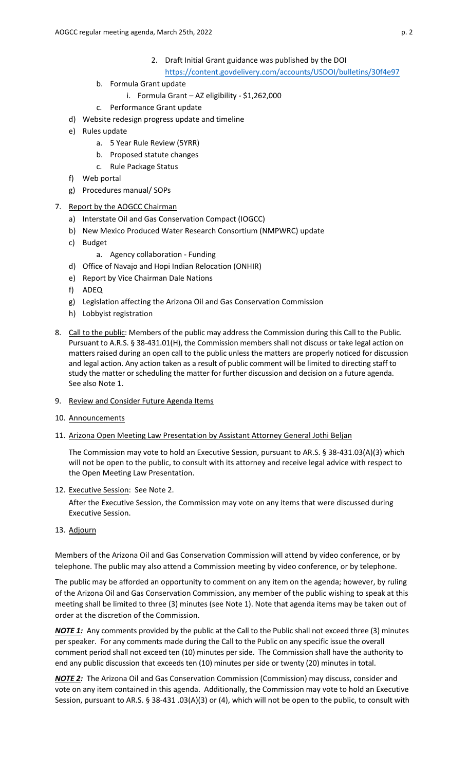2. Draft Initial Grant guidance was published by the DOI
   https://content.govdelivery.com/accounts/USDOI/bulletins/30f4e97

b. Formula Grant update
   i. Formula Grant – AZ eligibility - $1,262,000

c. Performance Grant update

d) Website redesign progress update and timeline

e) Rules update
   a. 5 Year Rule Review (5YRR)
   b. Proposed statute changes
   c. Rule Package Status

f) Web portal

g) Procedures manual/ SOPs

7. Report by the AOGCC Chairman
   a) Interstate Oil and Gas Conservation Compact (IOGCC)
   b) New Mexico Produced Water Research Consortium (NMPWRC) update
   c) Budget
      a. Agency collaboration - Funding
   d) Office of Navajo and Hopi Indian Relocation (ONHIR)
   e) Report by Vice Chairman Dale Nations
   f) ADEQ
   g) Legislation affecting the Arizona Oil and Gas Conservation Commission
   h) Lobbyist registration

8. Call to the public: Members of the public may address the Commission during this Call to the Public. Pursuant to A.R.S. § 38-431.01(H), the Commission members shall not discuss or take legal action on matters raised during an open call to the public unless the matters are properly noticed for discussion and legal action. Any action taken as a result of public comment will be limited to directing staff to study the matter or scheduling the matter for further discussion and decision on a future agenda. See also Note 1.

9. Review and Consider Future Agenda Items

10. Announcements

11. Arizona Open Meeting Law Presentation by Assistant Attorney General Jothi Beljan

    The Commission may vote to hold an Executive Session, pursuant to AR.S. § 38-431.03(A)(3) which will not be open to the public, to consult with its attorney and receive legal advice with respect to the Open Meeting Law Presentation.

12. Executive Session: See Note 2.

    After the Executive Session, the Commission may vote on any items that were discussed during Executive Session.

13. Adjourn

Members of the Arizona Oil and Gas Conservation Commission will attend by video conference, or by telephone. The public may also attend a Commission meeting by video conference, or by telephone.

The public may be afforded an opportunity to comment on any item on the agenda; however, by ruling of the Arizona Oil and Gas Conservation Commission, any member of the public wishing to speak at this meeting shall be limited to three (3) minutes (see Note 1). Note that agenda items may be taken out of order at the discretion of the Commission.

***NOTE 1:*** Any comments provided by the public at the Call to the Public shall not exceed three (3) minutes per speaker. For any comments made during the Call to the Public on any specific issue the overall comment period shall not exceed ten (10) minutes per side. The Commission shall have the authority to end any public discussion that exceeds ten (10) minutes per side or twenty (20) minutes in total.

***NOTE 2:*** The Arizona Oil and Gas Conservation Commission (Commission) may discuss, consider and vote on any item contained in this agenda. Additionally, the Commission may vote to hold an Executive Session, pursuant to AR.S. § 38-431 .03(A)(3) or (4), which will not be open to the public, to consult with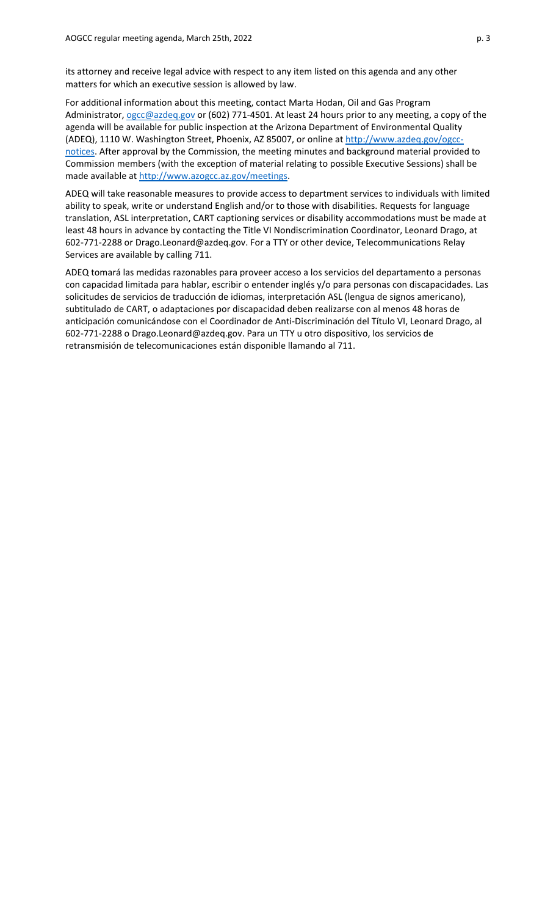its attorney and receive legal advice with respect to any item listed on this agenda and any other matters for which an executive session is allowed by law.

For additional information about this meeting, contact Marta Hodan, Oil and Gas Program Administrator, [ogcc@azdeq.gov](mailto:ogcc@azdeq.gov) or (602) 771-4501. At least 24 hours prior to any meeting, a copy of the agenda will be available for public inspection at the Arizona Department of Environmental Quality (ADEQ), 1110 W. Washington Street, Phoenix, AZ 85007, or online at [http://www.azdeq.gov/ogcc-notices](http://www.azdeq.gov/ogcc-notices). After approval by the Commission, the meeting minutes and background material provided to Commission members (with the exception of material relating to possible Executive Sessions) shall be made available at [http://www.azogcc.az.gov/meetings](http://www.azogcc.az.gov/meetings).

ADEQ will take reasonable measures to provide access to department services to individuals with limited ability to speak, write or understand English and/or to those with disabilities. Requests for language translation, ASL interpretation, CART captioning services or disability accommodations must be made at least 48 hours in advance by contacting the Title VI Nondiscrimination Coordinator, Leonard Drago, at 602-771-2288 or Drago.Leonard@azdeq.gov. For a TTY or other device, Telecommunications Relay Services are available by calling 711.

ADEQ tomará las medidas razonables para proveer acceso a los servicios del departamento a personas con capacidad limitada para hablar, escribir o entender inglés y/o para personas con discapacidades. Las solicitudes de servicios de traducción de idiomas, interpretación ASL (lengua de signos americano), subtitulado de CART, o adaptaciones por discapacidad deben realizarse con al menos 48 horas de anticipación comunicándose con el Coordinador de Anti-Discriminación del Título VI, Leonard Drago, al 602-771-2288 o Drago.Leonard@azdeq.gov. Para un TTY u otro dispositivo, los servicios de retransmisión de telecomunicaciones están disponible llamando al 711.